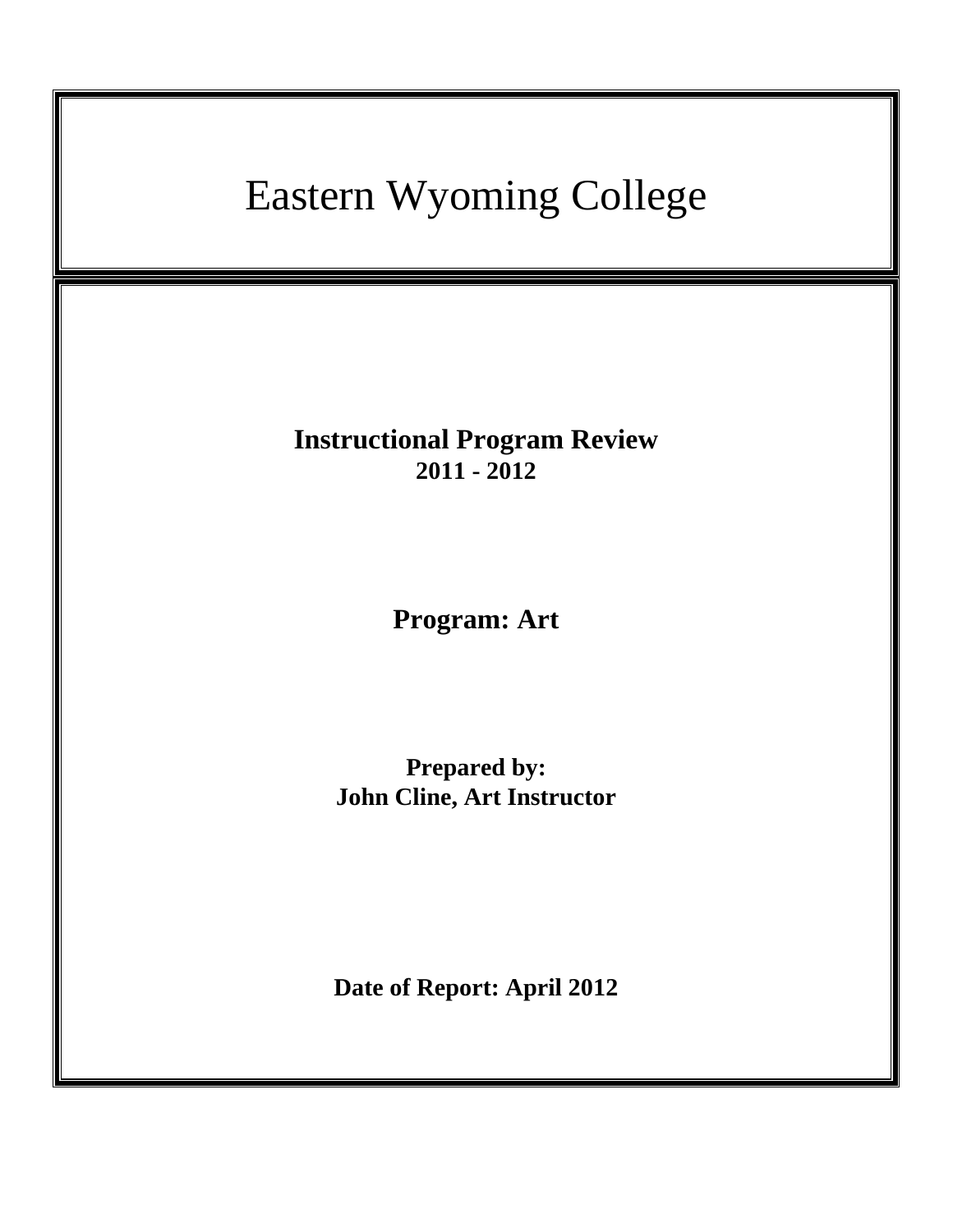# Eastern Wyoming College

**Instructional Program Review**
**2011 - 2012**

**Program: Art**

**Prepared by:**
**John Cline, Art Instructor**

**Date of Report: April 2012**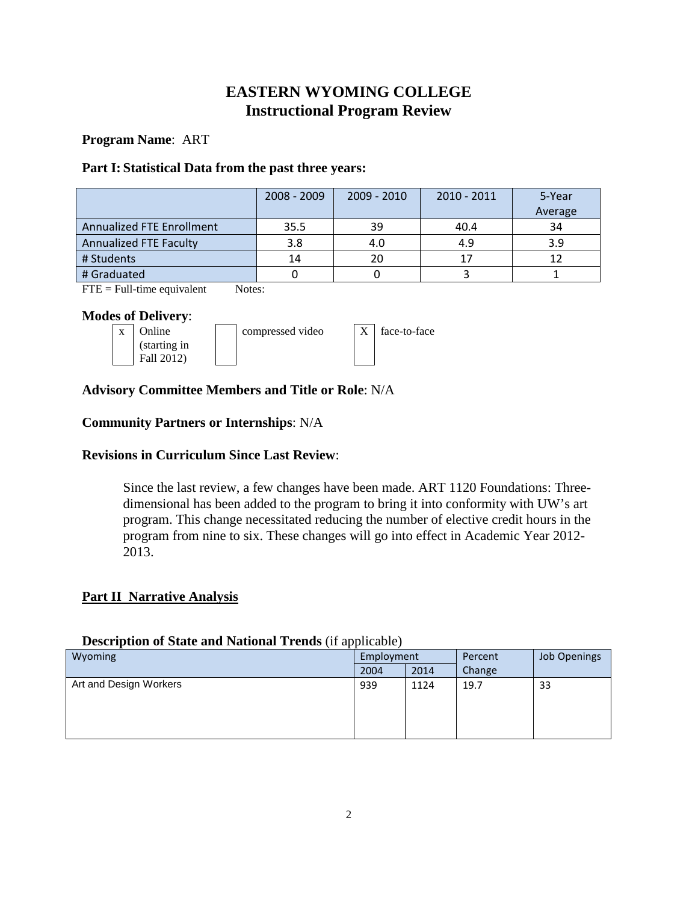# EASTERN WYOMING COLLEGE
# Instructional Program Review

**Program Name**: ART

**Part I: Statistical Data from the past three years:**

| | 2008 - 2009 | 2009 - 2010 | 2010 - 2011 | 5-Year Average |
|---|---|---|---|---|
| Annualized FTE Enrollment | 35.5 | 39 | 40.4 | 34 |
| Annualized FTE Faculty | 3.8 | 4.0 | 4.9 | 3.9 |
| # Students | 14 | 20 | 17 | 12 |
| # Graduated | 0 | 0 | 3 | 1 |

FTE = Full-time equivalent Notes:

**Modes of Delivery**:

- [x] Online (starting in Fall 2012)
- [ ] compressed video
- [X] face-to-face

**Advisory Committee Members and Title or Role**: N/A

**Community Partners or Internships**: N/A

**Revisions in Curriculum Since Last Review**:

Since the last review, a few changes have been made. ART 1120 Foundations: Three-dimensional has been added to the program to bring it into conformity with UW's art program. This change necessitated reducing the number of elective credit hours in the program from nine to six. These changes will go into effect in Academic Year 2012-2013.

## Part II Narrative Analysis

**Description of State and National Trends** (if applicable)

| Wyoming | Employment | | Percent Change | Job Openings |
|---|---|---|---|---|
| | 2004 | 2014 | | |
| Art and Design Workers | 939 | 1124 | 19.7 | 33 |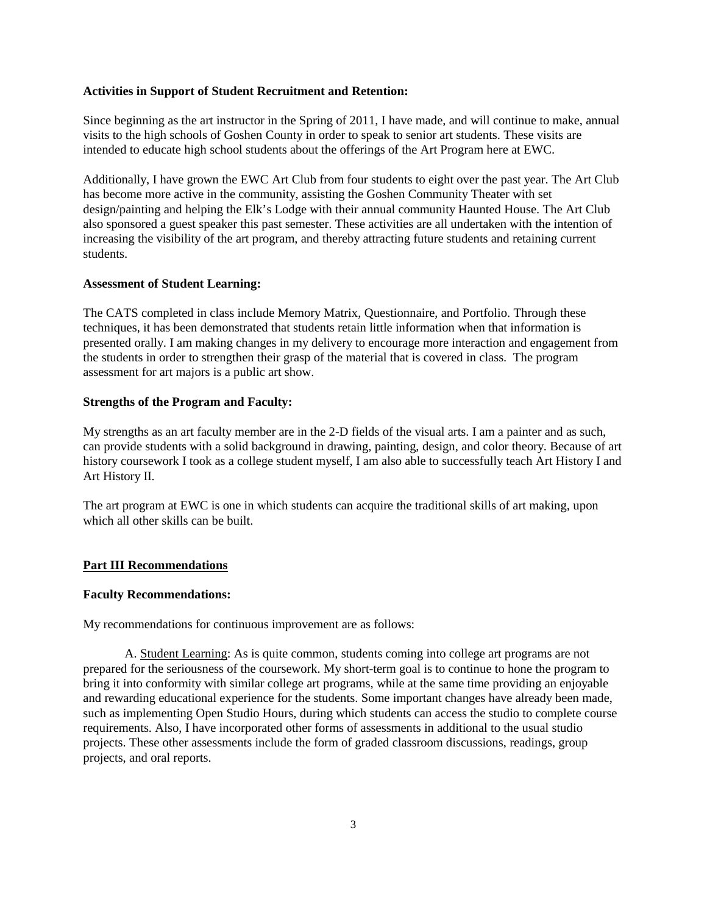**Activities in Support of Student Recruitment and Retention:**

Since beginning as the art instructor in the Spring of 2011, I have made, and will continue to make, annual visits to the high schools of Goshen County in order to speak to senior art students. These visits are intended to educate high school students about the offerings of the Art Program here at EWC.

Additionally, I have grown the EWC Art Club from four students to eight over the past year. The Art Club has become more active in the community, assisting the Goshen Community Theater with set design/painting and helping the Elk's Lodge with their annual community Haunted House. The Art Club also sponsored a guest speaker this past semester. These activities are all undertaken with the intention of increasing the visibility of the art program, and thereby attracting future students and retaining current students.

**Assessment of Student Learning:**

The CATS completed in class include Memory Matrix, Questionnaire, and Portfolio. Through these techniques, it has been demonstrated that students retain little information when that information is presented orally. I am making changes in my delivery to encourage more interaction and engagement from the students in order to strengthen their grasp of the material that is covered in class. The program assessment for art majors is a public art show.

**Strengths of the Program and Faculty:**

My strengths as an art faculty member are in the 2-D fields of the visual arts. I am a painter and as such, can provide students with a solid background in drawing, painting, design, and color theory. Because of art history coursework I took as a college student myself, I am also able to successfully teach Art History I and Art History II.

The art program at EWC is one in which students can acquire the traditional skills of art making, upon which all other skills can be built.

## Part III Recommendations

**Faculty Recommendations:**

My recommendations for continuous improvement are as follows:

A. Student Learning: As is quite common, students coming into college art programs are not prepared for the seriousness of the coursework. My short-term goal is to continue to hone the program to bring it into conformity with similar college art programs, while at the same time providing an enjoyable and rewarding educational experience for the students. Some important changes have already been made, such as implementing Open Studio Hours, during which students can access the studio to complete course requirements. Also, I have incorporated other forms of assessments in additional to the usual studio projects. These other assessments include the form of graded classroom discussions, readings, group projects, and oral reports.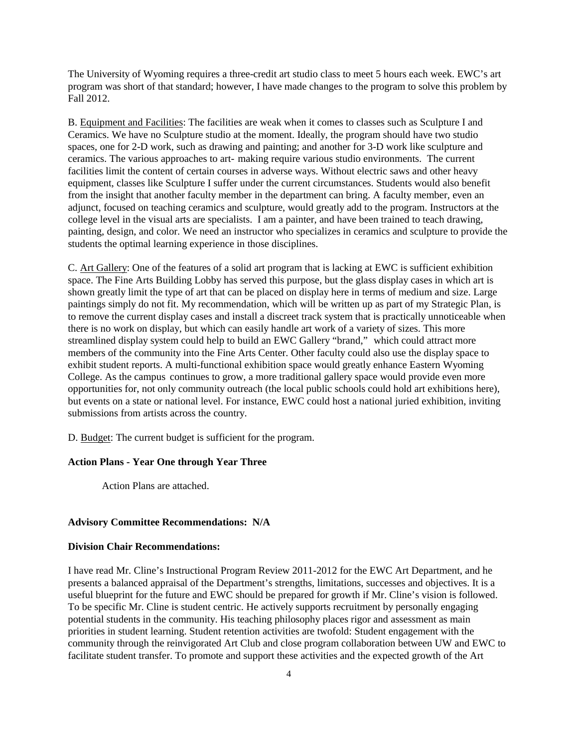The University of Wyoming requires a three-credit art studio class to meet 5 hours each week. EWC's art program was short of that standard; however, I have made changes to the program to solve this problem by Fall 2012.

B. Equipment and Facilities: The facilities are weak when it comes to classes such as Sculpture I and Ceramics. We have no Sculpture studio at the moment. Ideally, the program should have two studio spaces, one for 2-D work, such as drawing and painting; and another for 3-D work like sculpture and ceramics. The various approaches to art- making require various studio environments. The current facilities limit the content of certain courses in adverse ways. Without electric saws and other heavy equipment, classes like Sculpture I suffer under the current circumstances. Students would also benefit from the insight that another faculty member in the department can bring. A faculty member, even an adjunct, focused on teaching ceramics and sculpture, would greatly add to the program. Instructors at the college level in the visual arts are specialists. I am a painter, and have been trained to teach drawing, painting, design, and color. We need an instructor who specializes in ceramics and sculpture to provide the students the optimal learning experience in those disciplines.

C. Art Gallery: One of the features of a solid art program that is lacking at EWC is sufficient exhibition space. The Fine Arts Building Lobby has served this purpose, but the glass display cases in which art is shown greatly limit the type of art that can be placed on display here in terms of medium and size. Large paintings simply do not fit. My recommendation, which will be written up as part of my Strategic Plan, is to remove the current display cases and install a discreet track system that is practically unnoticeable when there is no work on display, but which can easily handle art work of a variety of sizes. This more streamlined display system could help to build an EWC Gallery "brand," which could attract more members of the community into the Fine Arts Center. Other faculty could also use the display space to exhibit student reports. A multi-functional exhibition space would greatly enhance Eastern Wyoming College. As the campus continues to grow, a more traditional gallery space would provide even more opportunities for, not only community outreach (the local public schools could hold art exhibitions here), but events on a state or national level. For instance, EWC could host a national juried exhibition, inviting submissions from artists across the country.

D. Budget: The current budget is sufficient for the program.

**Action Plans - Year One through Year Three**

Action Plans are attached.

**Advisory Committee Recommendations: N/A**

**Division Chair Recommendations:**

I have read Mr. Cline's Instructional Program Review 2011-2012 for the EWC Art Department, and he presents a balanced appraisal of the Department's strengths, limitations, successes and objectives. It is a useful blueprint for the future and EWC should be prepared for growth if Mr. Cline's vision is followed. To be specific Mr. Cline is student centric. He actively supports recruitment by personally engaging potential students in the community. His teaching philosophy places rigor and assessment as main priorities in student learning. Student retention activities are twofold: Student engagement with the community through the reinvigorated Art Club and close program collaboration between UW and EWC to facilitate student transfer. To promote and support these activities and the expected growth of the Art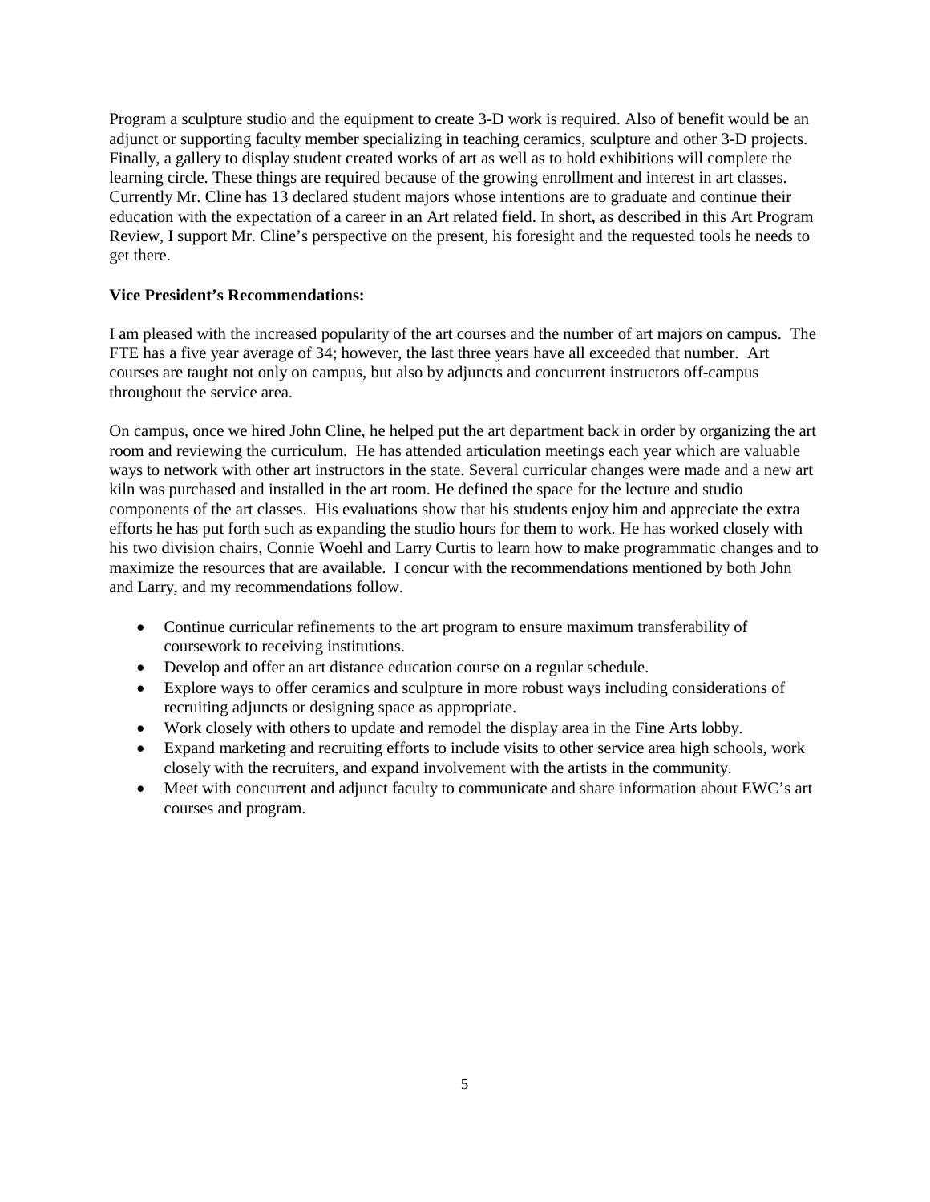Program a sculpture studio and the equipment to create 3-D work is required. Also of benefit would be an adjunct or supporting faculty member specializing in teaching ceramics, sculpture and other 3-D projects. Finally, a gallery to display student created works of art as well as to hold exhibitions will complete the learning circle. These things are required because of the growing enrollment and interest in art classes. Currently Mr. Cline has 13 declared student majors whose intentions are to graduate and continue their education with the expectation of a career in an Art related field. In short, as described in this Art Program Review, I support Mr. Cline's perspective on the present, his foresight and the requested tools he needs to get there.

**Vice President's Recommendations:**

I am pleased with the increased popularity of the art courses and the number of art majors on campus. The FTE has a five year average of 34; however, the last three years have all exceeded that number. Art courses are taught not only on campus, but also by adjuncts and concurrent instructors off-campus throughout the service area.

On campus, once we hired John Cline, he helped put the art department back in order by organizing the art room and reviewing the curriculum. He has attended articulation meetings each year which are valuable ways to network with other art instructors in the state. Several curricular changes were made and a new art kiln was purchased and installed in the art room. He defined the space for the lecture and studio components of the art classes. His evaluations show that his students enjoy him and appreciate the extra efforts he has put forth such as expanding the studio hours for them to work. He has worked closely with his two division chairs, Connie Woehl and Larry Curtis to learn how to make programmatic changes and to maximize the resources that are available. I concur with the recommendations mentioned by both John and Larry, and my recommendations follow.

- Continue curricular refinements to the art program to ensure maximum transferability of coursework to receiving institutions.
- Develop and offer an art distance education course on a regular schedule.
- Explore ways to offer ceramics and sculpture in more robust ways including considerations of recruiting adjuncts or designing space as appropriate.
- Work closely with others to update and remodel the display area in the Fine Arts lobby.
- Expand marketing and recruiting efforts to include visits to other service area high schools, work closely with the recruiters, and expand involvement with the artists in the community.
- Meet with concurrent and adjunct faculty to communicate and share information about EWC's art courses and program.